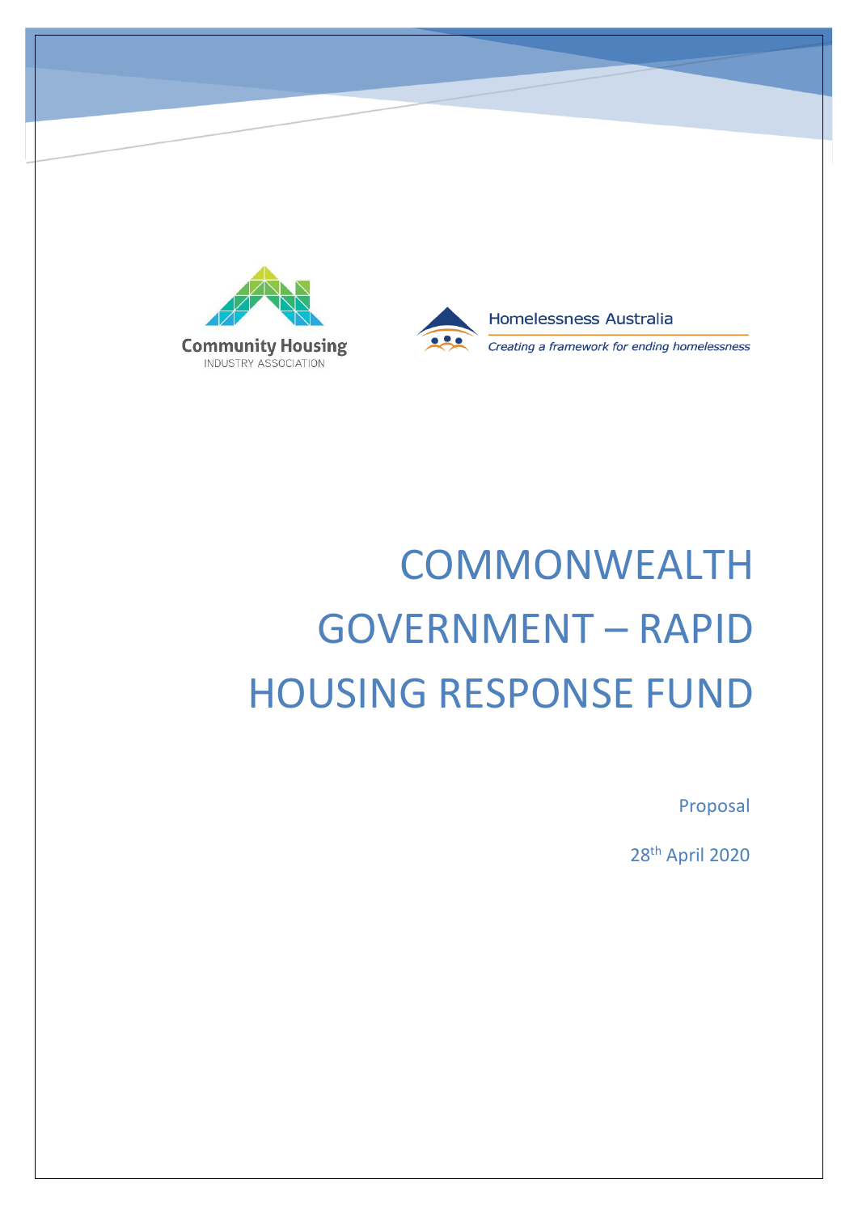Community Housing
INDUSTRY ASSOCIATION

Homelessness Australia
*Creating a framework for ending homelessness*

# COMMONWEALTH GOVERNMENT – RAPID HOUSING RESPONSE FUND

Proposal

28th April 2020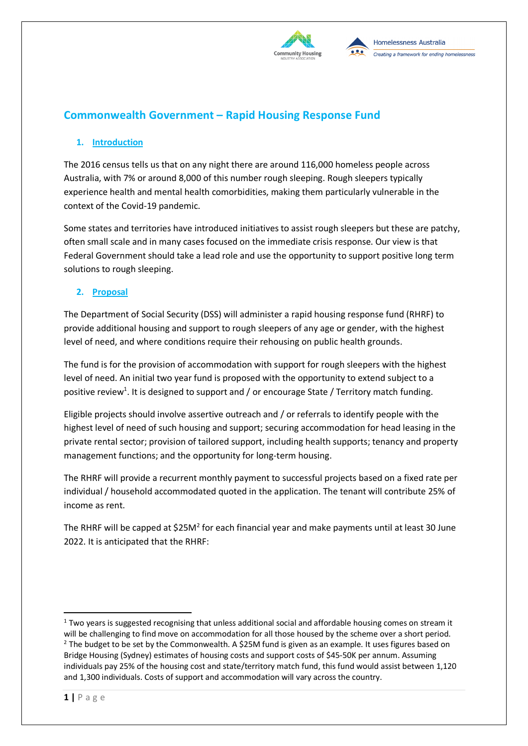## Commonwealth Government – Rapid Housing Response Fund

### 1. Introduction

The 2016 census tells us that on any night there are around 116,000 homeless people across Australia, with 7% or around 8,000 of this number rough sleeping. Rough sleepers typically experience health and mental health comorbidities, making them particularly vulnerable in the context of the Covid-19 pandemic.

Some states and territories have introduced initiatives to assist rough sleepers but these are patchy, often small scale and in many cases focused on the immediate crisis response. Our view is that Federal Government should take a lead role and use the opportunity to support positive long term solutions to rough sleeping.

### 2. Proposal

The Department of Social Security (DSS) will administer a rapid housing response fund (RHRF) to provide additional housing and support to rough sleepers of any age or gender, with the highest level of need, and where conditions require their rehousing on public health grounds.

The fund is for the provision of accommodation with support for rough sleepers with the highest level of need. An initial two year fund is proposed with the opportunity to extend subject to a positive review[1]. It is designed to support and / or encourage State / Territory match funding.

Eligible projects should involve assertive outreach and / or referrals to identify people with the highest level of need of such housing and support; securing accommodation for head leasing in the private rental sector; provision of tailored support, including health supports; tenancy and property management functions; and the opportunity for long-term housing.

The RHRF will provide a recurrent monthly payment to successful projects based on a fixed rate per individual / household accommodated quoted in the application. The tenant will contribute 25% of income as rent.

The RHRF will be capped at $25M[2] for each financial year and make payments until at least 30 June 2022. It is anticipated that the RHRF:

---

[1] Two years is suggested recognising that unless additional social and affordable housing comes on stream it will be challenging to find move on accommodation for all those housed by the scheme over a short period.

[2] The budget to be set by the Commonwealth. A $25M fund is given as an example. It uses figures based on Bridge Housing (Sydney) estimates of housing costs and support costs of $45-50K per annum. Assuming individuals pay 25% of the housing cost and state/territory match fund, this fund would assist between 1,120 and 1,300 individuals. Costs of support and accommodation will vary across the country.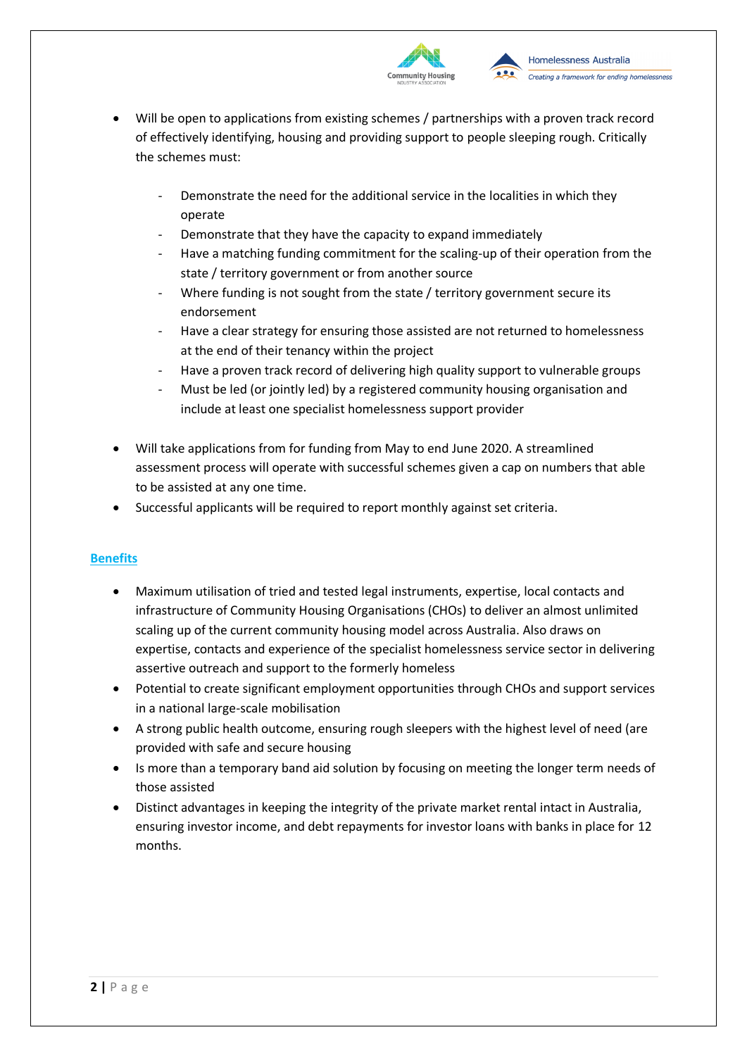- Will be open to applications from existing schemes / partnerships with a proven track record of effectively identifying, housing and providing support to people sleeping rough. Critically the schemes must:

    - Demonstrate the need for the additional service in the localities in which they operate
    - Demonstrate that they have the capacity to expand immediately
    - Have a matching funding commitment for the scaling-up of their operation from the state / territory government or from another source
    - Where funding is not sought from the state / territory government secure its endorsement
    - Have a clear strategy for ensuring those assisted are not returned to homelessness at the end of their tenancy within the project
    - Have a proven track record of delivering high quality support to vulnerable groups
    - Must be led (or jointly led) by a registered community housing organisation and include at least one specialist homelessness support provider

- Will take applications from for funding from May to end June 2020. A streamlined assessment process will operate with successful schemes given a cap on numbers that able to be assisted at any one time.
- Successful applicants will be required to report monthly against set criteria.

## Benefits

- Maximum utilisation of tried and tested legal instruments, expertise, local contacts and infrastructure of Community Housing Organisations (CHOs) to deliver an almost unlimited scaling up of the current community housing model across Australia. Also draws on expertise, contacts and experience of the specialist homelessness service sector in delivering assertive outreach and support to the formerly homeless
- Potential to create significant employment opportunities through CHOs and support services in a national large-scale mobilisation
- A strong public health outcome, ensuring rough sleepers with the highest level of need (are provided with safe and secure housing
- Is more than a temporary band aid solution by focusing on meeting the longer term needs of those assisted
- Distinct advantages in keeping the integrity of the private market rental intact in Australia, ensuring investor income, and debt repayments for investor loans with banks in place for 12 months.